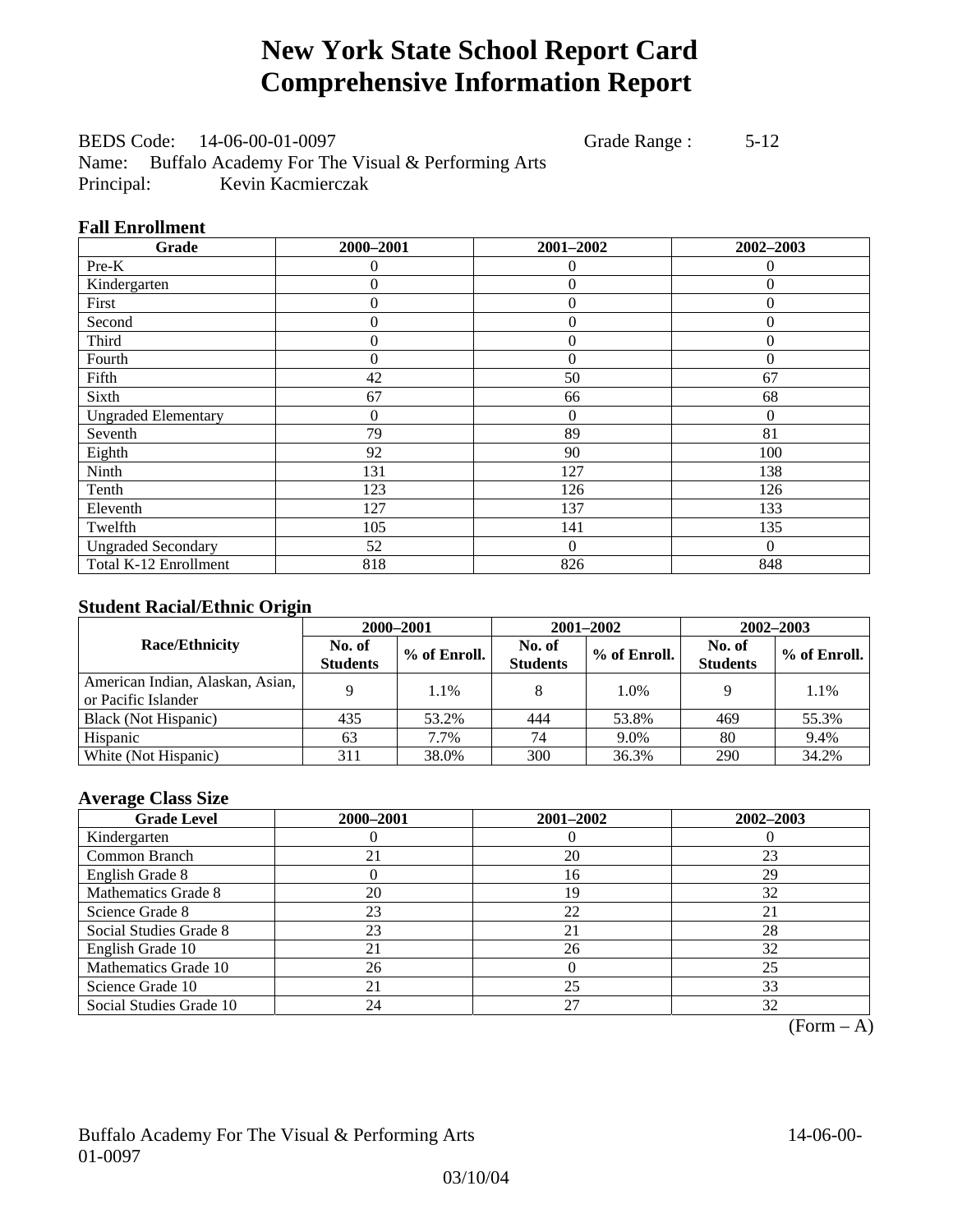# New York State School Report Card
# Comprehensive Information Report

BEDS Code: 14-06-00-01-0097 Grade Range : 5-12
Name: Buffalo Academy For The Visual & Performing Arts
Principal: Kevin Kacmierczak

### Fall Enrollment

| Grade | 2000–2001 | 2001–2002 | 2002–2003 |
|---|---|---|---|
| Pre-K | 0 | 0 | 0 |
| Kindergarten | 0 | 0 | 0 |
| First | 0 | 0 | 0 |
| Second | 0 | 0 | 0 |
| Third | 0 | 0 | 0 |
| Fourth | 0 | 0 | 0 |
| Fifth | 42 | 50 | 67 |
| Sixth | 67 | 66 | 68 |
| Ungraded Elementary | 0 | 0 | 0 |
| Seventh | 79 | 89 | 81 |
| Eighth | 92 | 90 | 100 |
| Ninth | 131 | 127 | 138 |
| Tenth | 123 | 126 | 126 |
| Eleventh | 127 | 137 | 133 |
| Twelfth | 105 | 141 | 135 |
| Ungraded Secondary | 52 | 0 | 0 |
| Total K-12 Enrollment | 818 | 826 | 848 |

### Student Racial/Ethnic Origin

| Race/Ethnicity | 2000–2001 | | 2001–2002 | | 2002–2003 | |
|---|---|---|---|---|---|---|
| | No. of Students | % of Enroll. | No. of Students | % of Enroll. | No. of Students | % of Enroll. |
| American Indian, Alaskan, Asian, or Pacific Islander | 9 | 1.1% | 8 | 1.0% | 9 | 1.1% |
| Black (Not Hispanic) | 435 | 53.2% | 444 | 53.8% | 469 | 55.3% |
| Hispanic | 63 | 7.7% | 74 | 9.0% | 80 | 9.4% |
| White (Not Hispanic) | 311 | 38.0% | 300 | 36.3% | 290 | 34.2% |

### Average Class Size

| Grade Level | 2000–2001 | 2001–2002 | 2002–2003 |
|---|---|---|---|
| Kindergarten | 0 | 0 | 0 |
| Common Branch | 21 | 20 | 23 |
| English Grade 8 | 0 | 16 | 29 |
| Mathematics Grade 8 | 20 | 19 | 32 |
| Science Grade 8 | 23 | 22 | 21 |
| Social Studies Grade 8 | 23 | 21 | 28 |
| English Grade 10 | 21 | 26 | 32 |
| Mathematics Grade 10 | 26 | 0 | 25 |
| Science Grade 10 | 21 | 25 | 33 |
| Social Studies Grade 10 | 24 | 27 | 32 |

(Form – A)

Buffalo Academy For The Visual & Performing Arts 14-06-00-01-0097

03/10/04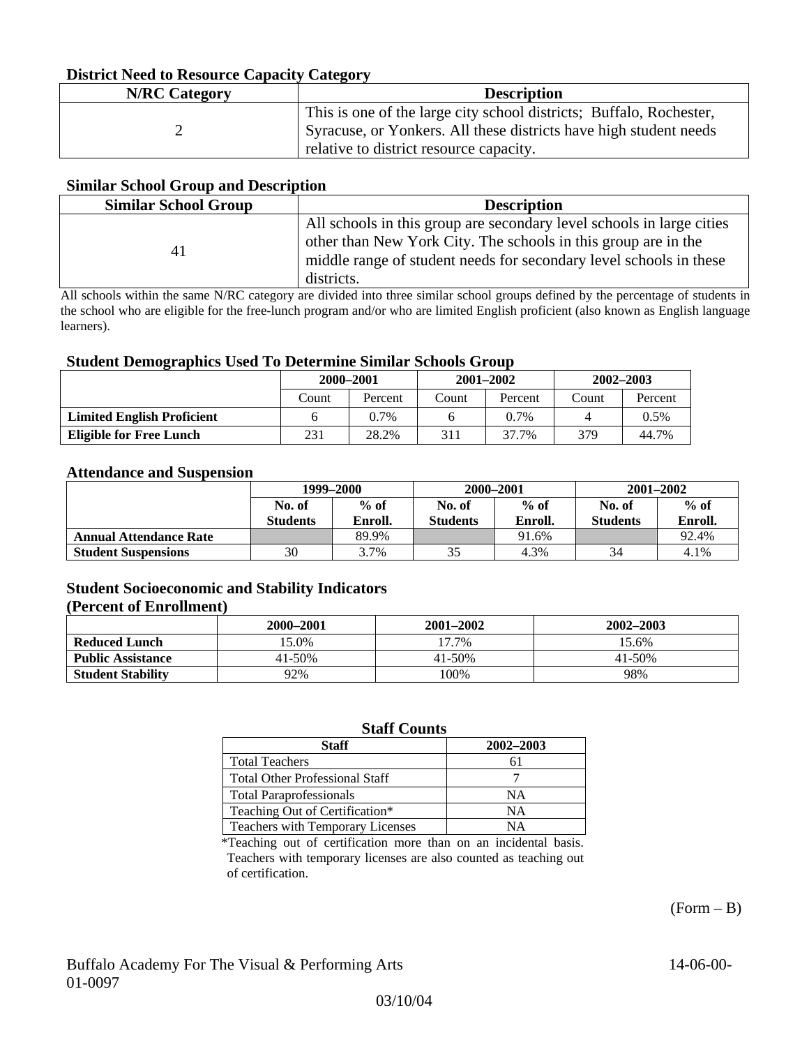### District Need to Resource Capacity Category

| N/RC Category | Description |
| --- | --- |
| 2 | This is one of the large city school districts; Buffalo, Rochester, Syracuse, or Yonkers. All these districts have high student needs relative to district resource capacity. |

### Similar School Group and Description

| Similar School Group | Description |
| --- | --- |
| 41 | All schools in this group are secondary level schools in large cities other than New York City. The schools in this group are in the middle range of student needs for secondary level schools in these districts. |

All schools within the same N/RC category are divided into three similar school groups defined by the percentage of students in the school who are eligible for the free-lunch program and/or who are limited English proficient (also known as English language learners).

### Student Demographics Used To Determine Similar Schools Group

| | 2000–2001 | | 2001–2002 | | 2002–2003 | |
| --- | --- | --- | --- | --- | --- | --- |
| | Count | Percent | Count | Percent | Count | Percent |
| **Limited English Proficient** | 6 | 0.7% | 6 | 0.7% | 4 | 0.5% |
| **Eligible for Free Lunch** | 231 | 28.2% | 311 | 37.7% | 379 | 44.7% |

### Attendance and Suspension

| | 1999–2000 | | 2000–2001 | | 2001–2002 | |
| --- | --- | --- | --- | --- | --- | --- |
| | No. of Students | % of Enroll. | No. of Students | % of Enroll. | No. of Students | % of Enroll. |
| **Annual Attendance Rate** | | 89.9% | | 91.6% | | 92.4% |
| **Student Suspensions** | 30 | 3.7% | 35 | 4.3% | 34 | 4.1% |

### Student Socioeconomic and Stability Indicators (Percent of Enrollment)

| | 2000–2001 | 2001–2002 | 2002–2003 |
| --- | --- | --- | --- |
| **Reduced Lunch** | 15.0% | 17.7% | 15.6% |
| **Public Assistance** | 41-50% | 41-50% | 41-50% |
| **Student Stability** | 92% | 100% | 98% |

### Staff Counts

| Staff | 2002–2003 |
| --- | --- |
| Total Teachers | 61 |
| Total Other Professional Staff | 7 |
| Total Paraprofessionals | NA |
| Teaching Out of Certification* | NA |
| Teachers with Temporary Licenses | NA |

*Teaching out of certification more than on an incidental basis. Teachers with temporary licenses are also counted as teaching out of certification.

(Form – B)

Buffalo Academy For The Visual & Performing Arts 14-06-00-01-0097

03/10/04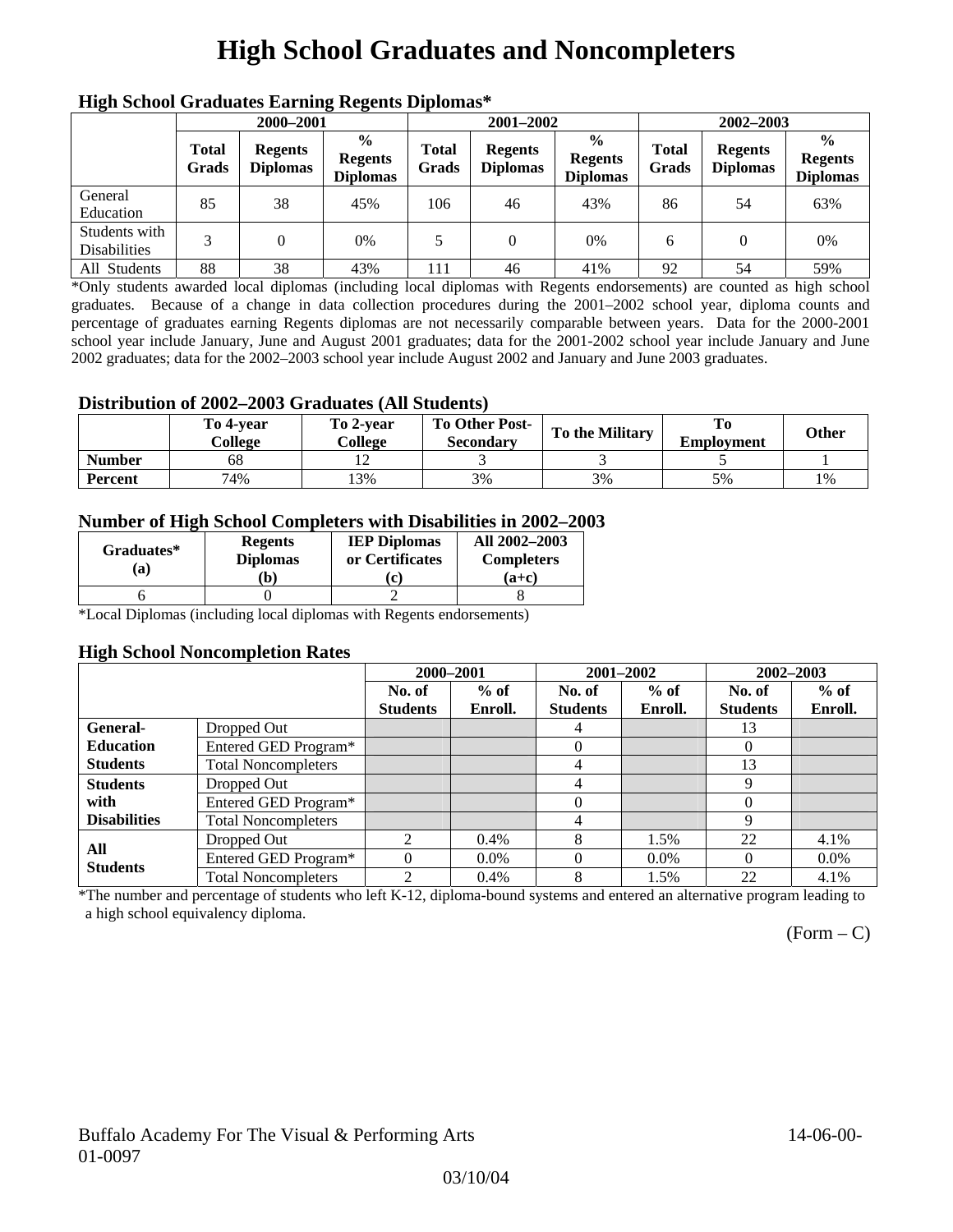# High School Graduates and Noncompleters

### High School Graduates Earning Regents Diplomas*

| | 2000–2001 | | | 2001–2002 | | | 2002–2003 | | |
|---|---|---|---|---|---|---|---|---|---|
| | Total Grads | Regents Diplomas | % Regents Diplomas | Total Grads | Regents Diplomas | % Regents Diplomas | Total Grads | Regents Diplomas | % Regents Diplomas |
| General Education | 85 | 38 | 45% | 106 | 46 | 43% | 86 | 54 | 63% |
| Students with Disabilities | 3 | 0 | 0% | 5 | 0 | 0% | 6 | 0 | 0% |
| All Students | 88 | 38 | 43% | 111 | 46 | 41% | 92 | 54 | 59% |

*Only students awarded local diplomas (including local diplomas with Regents endorsements) are counted as high school graduates. Because of a change in data collection procedures during the 2001–2002 school year, diploma counts and percentage of graduates earning Regents diplomas are not necessarily comparable between years. Data for the 2000-2001 school year include January, June and August 2001 graduates; data for the 2001-2002 school year include January and June 2002 graduates; data for the 2002–2003 school year include August 2002 and January and June 2003 graduates.

### Distribution of 2002–2003 Graduates (All Students)

| | To 4-year College | To 2-year College | To Other Post-Secondary | To the Military | To Employment | Other |
|---|---|---|---|---|---|---|
| Number | 68 | 12 | 3 | 3 | 5 | 1 |
| Percent | 74% | 13% | 3% | 3% | 5% | 1% |

### Number of High School Completers with Disabilities in 2002–2003

| Graduates* (a) | Regents Diplomas (b) | IEP Diplomas or Certificates (c) | All 2002–2003 Completers (a+c) |
|---|---|---|---|
| 6 | 0 | 2 | 8 |

*Local Diplomas (including local diplomas with Regents endorsements)

### High School Noncompletion Rates

| | | 2000–2001 | | 2001–2002 | | 2002–2003 | |
|---|---|---|---|---|---|---|---|
| | | No. of Students | % of Enroll. | No. of Students | % of Enroll. | No. of Students | % of Enroll. |
| General-Education Students | Dropped Out | | | 4 | | 13 | |
| | Entered GED Program* | | | 0 | | 0 | |
| | Total Noncompleters | | | 4 | | 13 | |
| Students with Disabilities | Dropped Out | | | 4 | | 9 | |
| | Entered GED Program* | | | 0 | | 0 | |
| | Total Noncompleters | | | 4 | | 9 | |
| All Students | Dropped Out | 2 | 0.4% | 8 | 1.5% | 22 | 4.1% |
| | Entered GED Program* | 0 | 0.0% | 0 | 0.0% | 0 | 0.0% |
| | Total Noncompleters | 2 | 0.4% | 8 | 1.5% | 22 | 4.1% |

*The number and percentage of students who left K-12, diploma-bound systems and entered an alternative program leading to a high school equivalency diploma.

(Form – C)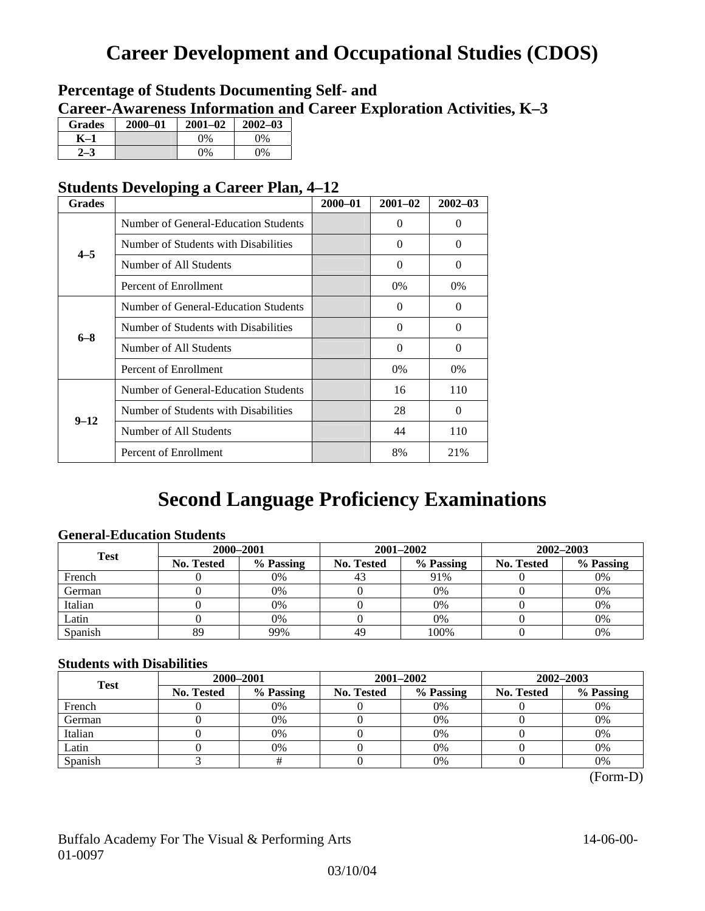# Career Development and Occupational Studies (CDOS)

## Percentage of Students Documenting Self- and Career-Awareness Information and Career Exploration Activities, K–3

| Grades | 2000–01 | 2001–02 | 2002–03 |
|---|---|---|---|
| K–1 | | 0% | 0% |
| 2–3 | | 0% | 0% |

## Students Developing a Career Plan, 4–12

| Grades | | 2000–01 | 2001–02 | 2002–03 |
|---|---|---|---|---|
| 4–5 | Number of General-Education Students | | 0 | 0 |
| | Number of Students with Disabilities | | 0 | 0 |
| | Number of All Students | | 0 | 0 |
| | Percent of Enrollment | | 0% | 0% |
| 6–8 | Number of General-Education Students | | 0 | 0 |
| | Number of Students with Disabilities | | 0 | 0 |
| | Number of All Students | | 0 | 0 |
| | Percent of Enrollment | | 0% | 0% |
| 9–12 | Number of General-Education Students | | 16 | 110 |
| | Number of Students with Disabilities | | 28 | 0 |
| | Number of All Students | | 44 | 110 |
| | Percent of Enrollment | | 8% | 21% |

# Second Language Proficiency Examinations

### General-Education Students

| Test | 2000–2001 | | 2001–2002 | | 2002–2003 | |
|---|---|---|---|---|---|---|
| | No. Tested | % Passing | No. Tested | % Passing | No. Tested | % Passing |
| French | 0 | 0% | 43 | 91% | 0 | 0% |
| German | 0 | 0% | 0 | 0% | 0 | 0% |
| Italian | 0 | 0% | 0 | 0% | 0 | 0% |
| Latin | 0 | 0% | 0 | 0% | 0 | 0% |
| Spanish | 89 | 99% | 49 | 100% | 0 | 0% |

### Students with Disabilities

| Test | 2000–2001 | | 2001–2002 | | 2002–2003 | |
|---|---|---|---|---|---|---|
| | No. Tested | % Passing | No. Tested | % Passing | No. Tested | % Passing |
| French | 0 | 0% | 0 | 0% | 0 | 0% |
| German | 0 | 0% | 0 | 0% | 0 | 0% |
| Italian | 0 | 0% | 0 | 0% | 0 | 0% |
| Latin | 0 | 0% | 0 | 0% | 0 | 0% |
| Spanish | 3 | # | 0 | 0% | 0 | 0% |

(Form-D)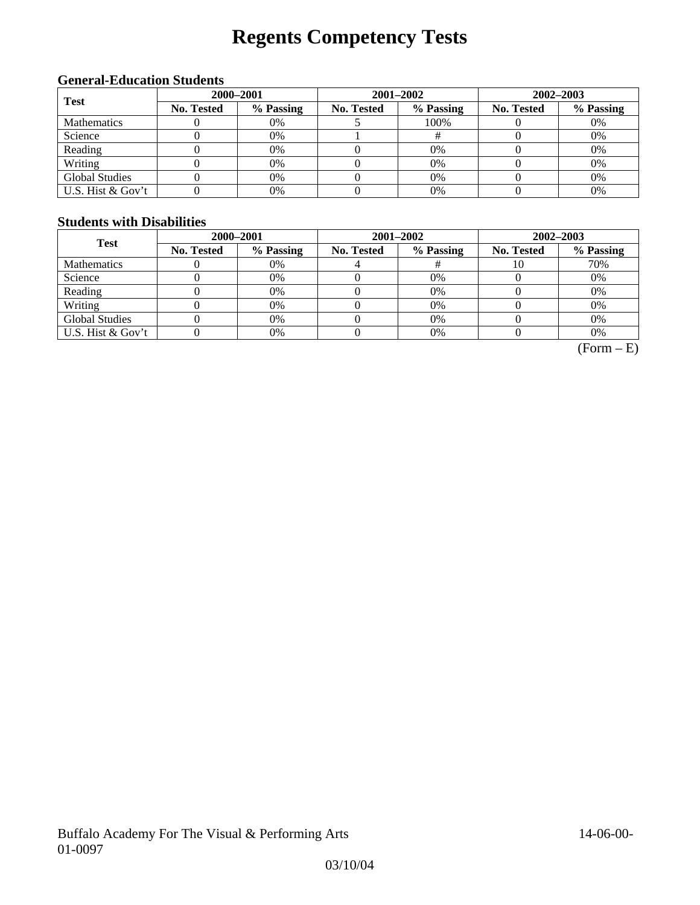# Regents Competency Tests

### General-Education Students

| Test | 2000–2001 | | 2001–2002 | | 2002–2003 | |
|---|---|---|---|---|---|---|
| | No. Tested | % Passing | No. Tested | % Passing | No. Tested | % Passing |
| Mathematics | 0 | 0% | 5 | 100% | 0 | 0% |
| Science | 0 | 0% | 1 | # | 0 | 0% |
| Reading | 0 | 0% | 0 | 0% | 0 | 0% |
| Writing | 0 | 0% | 0 | 0% | 0 | 0% |
| Global Studies | 0 | 0% | 0 | 0% | 0 | 0% |
| U.S. Hist & Gov't | 0 | 0% | 0 | 0% | 0 | 0% |

### Students with Disabilities

| Test | 2000–2001 | | 2001–2002 | | 2002–2003 | |
|---|---|---|---|---|---|---|
| | No. Tested | % Passing | No. Tested | % Passing | No. Tested | % Passing |
| Mathematics | 0 | 0% | 4 | # | 10 | 70% |
| Science | 0 | 0% | 0 | 0% | 0 | 0% |
| Reading | 0 | 0% | 0 | 0% | 0 | 0% |
| Writing | 0 | 0% | 0 | 0% | 0 | 0% |
| Global Studies | 0 | 0% | 0 | 0% | 0 | 0% |
| U.S. Hist & Gov't | 0 | 0% | 0 | 0% | 0 | 0% |

(Form – E)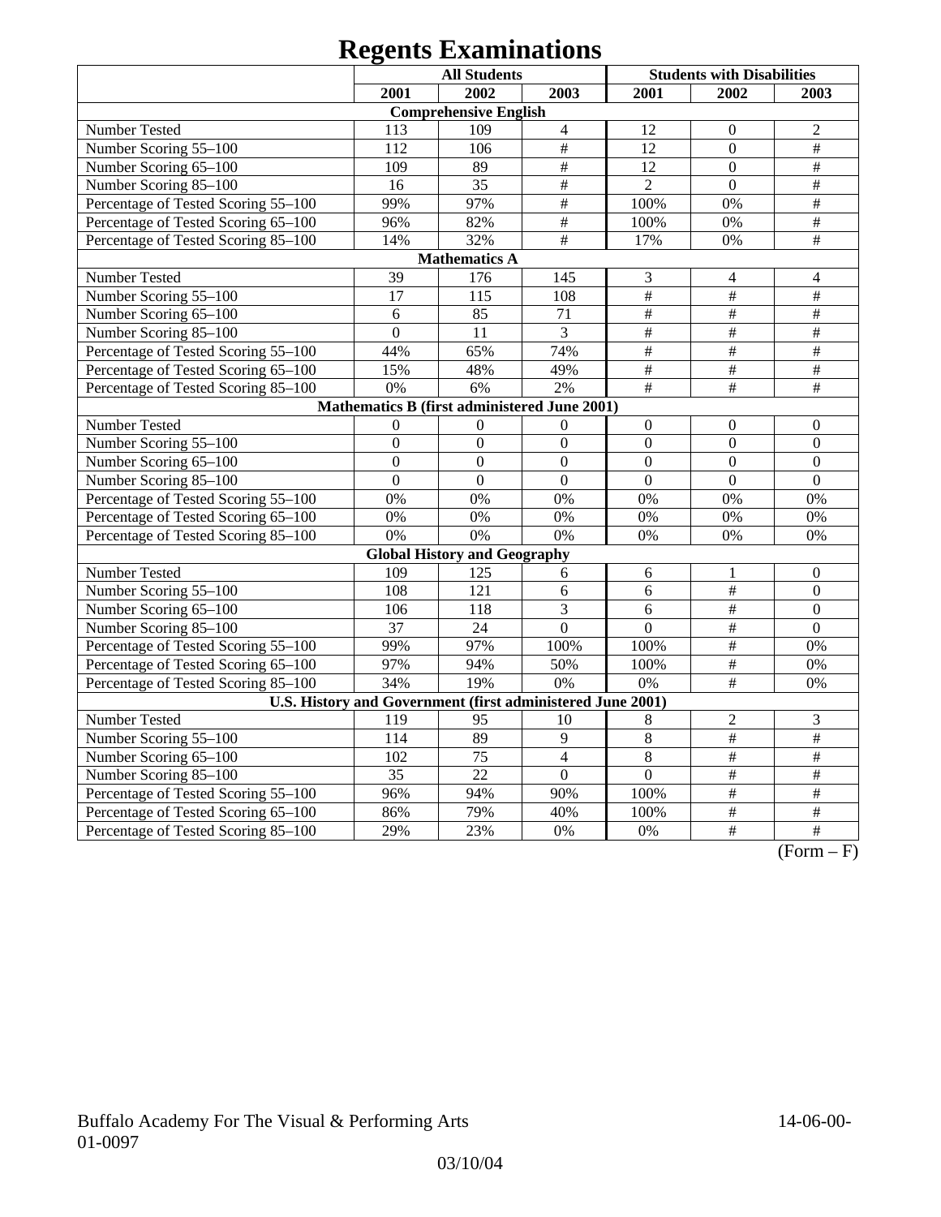# Regents Examinations

| | All Students | | | Students with Disabilities | | |
|---|---|---|---|---|---|---|
| | 2001 | 2002 | 2003 | 2001 | 2002 | 2003 |
| **Comprehensive English** | | | | | | |
| Number Tested | 113 | 109 | 4 | 12 | 0 | 2 |
| Number Scoring 55–100 | 112 | 106 | # | 12 | 0 | # |
| Number Scoring 65–100 | 109 | 89 | # | 12 | 0 | # |
| Number Scoring 85–100 | 16 | 35 | # | 2 | 0 | # |
| Percentage of Tested Scoring 55–100 | 99% | 97% | # | 100% | 0% | # |
| Percentage of Tested Scoring 65–100 | 96% | 82% | # | 100% | 0% | # |
| Percentage of Tested Scoring 85–100 | 14% | 32% | # | 17% | 0% | # |
| **Mathematics A** | | | | | | |
| Number Tested | 39 | 176 | 145 | 3 | 4 | 4 |
| Number Scoring 55–100 | 17 | 115 | 108 | # | # | # |
| Number Scoring 65–100 | 6 | 85 | 71 | # | # | # |
| Number Scoring 85–100 | 0 | 11 | 3 | # | # | # |
| Percentage of Tested Scoring 55–100 | 44% | 65% | 74% | # | # | # |
| Percentage of Tested Scoring 65–100 | 15% | 48% | 49% | # | # | # |
| Percentage of Tested Scoring 85–100 | 0% | 6% | 2% | # | # | # |
| **Mathematics B (first administered June 2001)** | | | | | | |
| Number Tested | 0 | 0 | 0 | 0 | 0 | 0 |
| Number Scoring 55–100 | 0 | 0 | 0 | 0 | 0 | 0 |
| Number Scoring 65–100 | 0 | 0 | 0 | 0 | 0 | 0 |
| Number Scoring 85–100 | 0 | 0 | 0 | 0 | 0 | 0 |
| Percentage of Tested Scoring 55–100 | 0% | 0% | 0% | 0% | 0% | 0% |
| Percentage of Tested Scoring 65–100 | 0% | 0% | 0% | 0% | 0% | 0% |
| Percentage of Tested Scoring 85–100 | 0% | 0% | 0% | 0% | 0% | 0% |
| **Global History and Geography** | | | | | | |
| Number Tested | 109 | 125 | 6 | 6 | 1 | 0 |
| Number Scoring 55–100 | 108 | 121 | 6 | 6 | # | 0 |
| Number Scoring 65–100 | 106 | 118 | 3 | 6 | # | 0 |
| Number Scoring 85–100 | 37 | 24 | 0 | 0 | # | 0 |
| Percentage of Tested Scoring 55–100 | 99% | 97% | 100% | 100% | # | 0% |
| Percentage of Tested Scoring 65–100 | 97% | 94% | 50% | 100% | # | 0% |
| Percentage of Tested Scoring 85–100 | 34% | 19% | 0% | 0% | # | 0% |
| **U.S. History and Government (first administered June 2001)** | | | | | | |
| Number Tested | 119 | 95 | 10 | 8 | 2 | 3 |
| Number Scoring 55–100 | 114 | 89 | 9 | 8 | # | # |
| Number Scoring 65–100 | 102 | 75 | 4 | 8 | # | # |
| Number Scoring 85–100 | 35 | 22 | 0 | 0 | # | # |
| Percentage of Tested Scoring 55–100 | 96% | 94% | 90% | 100% | # | # |
| Percentage of Tested Scoring 65–100 | 86% | 79% | 40% | 100% | # | # |
| Percentage of Tested Scoring 85–100 | 29% | 23% | 0% | 0% | # | # |

(Form – F)

Buffalo Academy For The Visual & Performing Arts 14-06-00-01-0097

03/10/04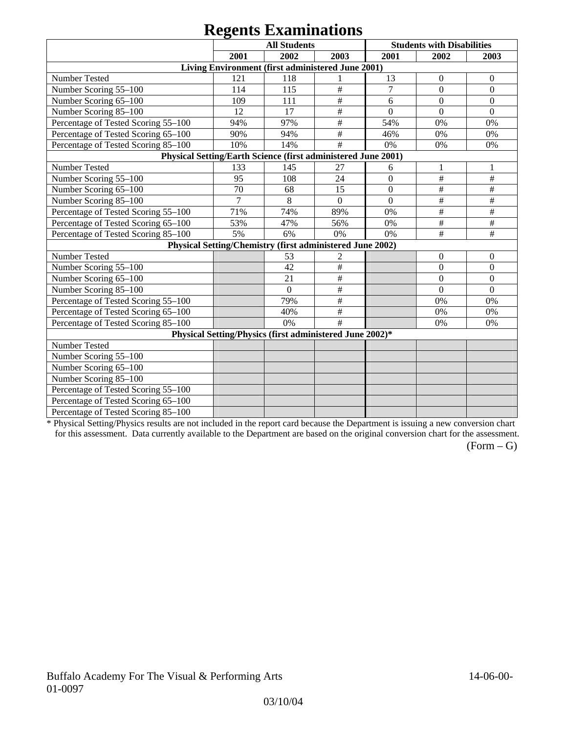# Regents Examinations

| | All Students | | | Students with Disabilities | | |
|---|---|---|---|---|---|---|
| | 2001 | 2002 | 2003 | 2001 | 2002 | 2003 |
| **Living Environment (first administered June 2001)** | | | | | | |
| Number Tested | 121 | 118 | 1 | 13 | 0 | 0 |
| Number Scoring 55–100 | 114 | 115 | # | 7 | 0 | 0 |
| Number Scoring 65–100 | 109 | 111 | # | 6 | 0 | 0 |
| Number Scoring 85–100 | 12 | 17 | # | 0 | 0 | 0 |
| Percentage of Tested Scoring 55–100 | 94% | 97% | # | 54% | 0% | 0% |
| Percentage of Tested Scoring 65–100 | 90% | 94% | # | 46% | 0% | 0% |
| Percentage of Tested Scoring 85–100 | 10% | 14% | # | 0% | 0% | 0% |
| **Physical Setting/Earth Science (first administered June 2001)** | | | | | | |
| Number Tested | 133 | 145 | 27 | 6 | 1 | 1 |
| Number Scoring 55–100 | 95 | 108 | 24 | 0 | # | # |
| Number Scoring 65–100 | 70 | 68 | 15 | 0 | # | # |
| Number Scoring 85–100 | 7 | 8 | 0 | 0 | # | # |
| Percentage of Tested Scoring 55–100 | 71% | 74% | 89% | 0% | # | # |
| Percentage of Tested Scoring 65–100 | 53% | 47% | 56% | 0% | # | # |
| Percentage of Tested Scoring 85–100 | 5% | 6% | 0% | 0% | # | # |
| **Physical Setting/Chemistry (first administered June 2002)** | | | | | | |
| Number Tested | | 53 | 2 | | 0 | 0 |
| Number Scoring 55–100 | | 42 | # | | 0 | 0 |
| Number Scoring 65–100 | | 21 | # | | 0 | 0 |
| Number Scoring 85–100 | | 0 | # | | 0 | 0 |
| Percentage of Tested Scoring 55–100 | | 79% | # | | 0% | 0% |
| Percentage of Tested Scoring 65–100 | | 40% | # | | 0% | 0% |
| Percentage of Tested Scoring 85–100 | | 0% | # | | 0% | 0% |
| **Physical Setting/Physics (first administered June 2002)*** | | | | | | |
| Number Tested | | | | | | |
| Number Scoring 55–100 | | | | | | |
| Number Scoring 65–100 | | | | | | |
| Number Scoring 85–100 | | | | | | |
| Percentage of Tested Scoring 55–100 | | | | | | |
| Percentage of Tested Scoring 65–100 | | | | | | |
| Percentage of Tested Scoring 85–100 | | | | | | |

* Physical Setting/Physics results are not included in the report card because the Department is issuing a new conversion chart for this assessment. Data currently available to the Department are based on the original conversion chart for the assessment.

(Form – G)

Buffalo Academy For The Visual & Performing Arts 14-06-00-01-0097

03/10/04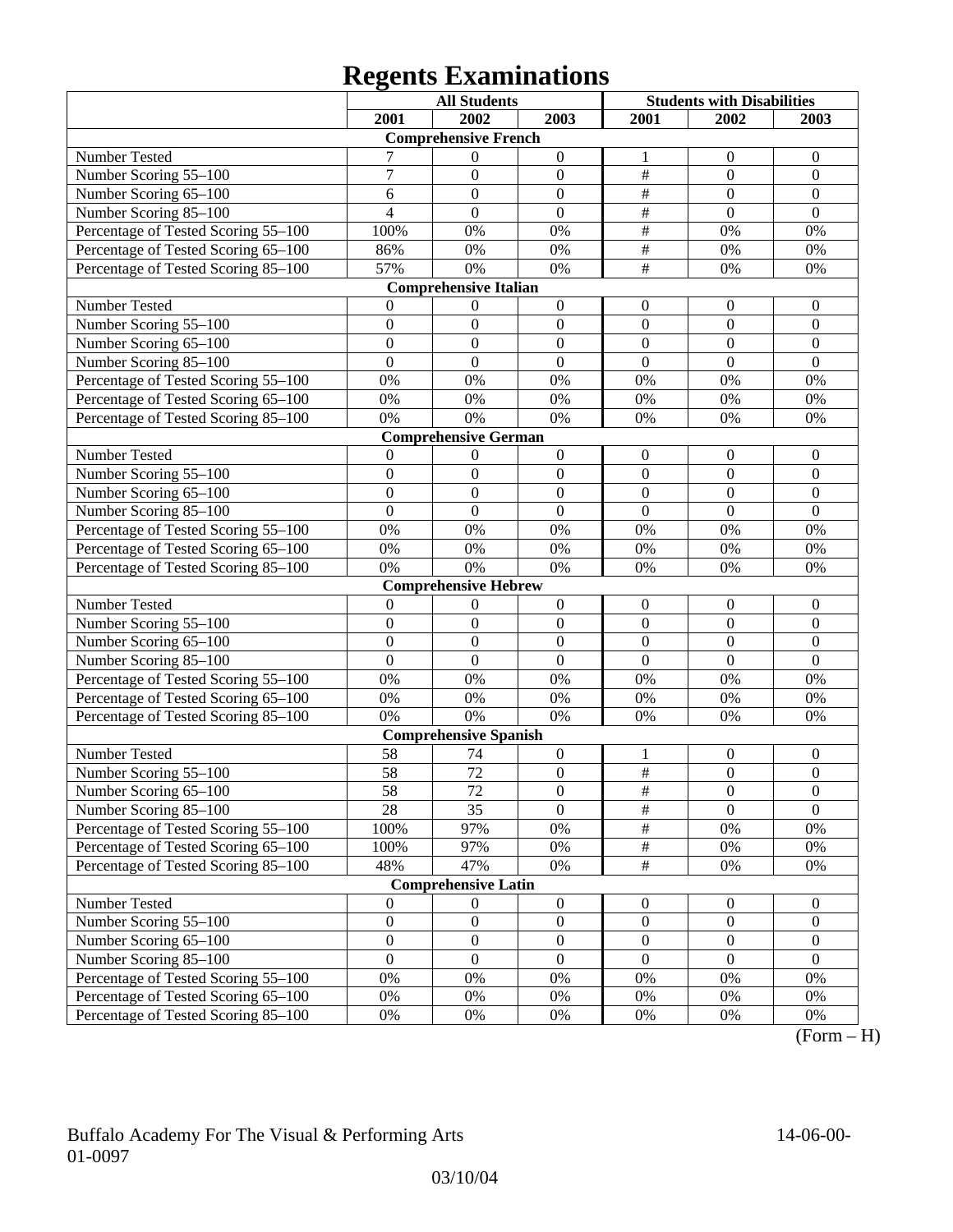# Regents Examinations

| | All Students | | | Students with Disabilities | | |
|---|---|---|---|---|---|---|
| | 2001 | 2002 | 2003 | 2001 | 2002 | 2003 |
| **Comprehensive French** | | | | | | |
| Number Tested | 7 | 0 | 0 | 1 | 0 | 0 |
| Number Scoring 55–100 | 7 | 0 | 0 | # | 0 | 0 |
| Number Scoring 65–100 | 6 | 0 | 0 | # | 0 | 0 |
| Number Scoring 85–100 | 4 | 0 | 0 | # | 0 | 0 |
| Percentage of Tested Scoring 55–100 | 100% | 0% | 0% | # | 0% | 0% |
| Percentage of Tested Scoring 65–100 | 86% | 0% | 0% | # | 0% | 0% |
| Percentage of Tested Scoring 85–100 | 57% | 0% | 0% | # | 0% | 0% |
| **Comprehensive Italian** | | | | | | |
| Number Tested | 0 | 0 | 0 | 0 | 0 | 0 |
| Number Scoring 55–100 | 0 | 0 | 0 | 0 | 0 | 0 |
| Number Scoring 65–100 | 0 | 0 | 0 | 0 | 0 | 0 |
| Number Scoring 85–100 | 0 | 0 | 0 | 0 | 0 | 0 |
| Percentage of Tested Scoring 55–100 | 0% | 0% | 0% | 0% | 0% | 0% |
| Percentage of Tested Scoring 65–100 | 0% | 0% | 0% | 0% | 0% | 0% |
| Percentage of Tested Scoring 85–100 | 0% | 0% | 0% | 0% | 0% | 0% |
| **Comprehensive German** | | | | | | |
| Number Tested | 0 | 0 | 0 | 0 | 0 | 0 |
| Number Scoring 55–100 | 0 | 0 | 0 | 0 | 0 | 0 |
| Number Scoring 65–100 | 0 | 0 | 0 | 0 | 0 | 0 |
| Number Scoring 85–100 | 0 | 0 | 0 | 0 | 0 | 0 |
| Percentage of Tested Scoring 55–100 | 0% | 0% | 0% | 0% | 0% | 0% |
| Percentage of Tested Scoring 65–100 | 0% | 0% | 0% | 0% | 0% | 0% |
| Percentage of Tested Scoring 85–100 | 0% | 0% | 0% | 0% | 0% | 0% |
| **Comprehensive Hebrew** | | | | | | |
| Number Tested | 0 | 0 | 0 | 0 | 0 | 0 |
| Number Scoring 55–100 | 0 | 0 | 0 | 0 | 0 | 0 |
| Number Scoring 65–100 | 0 | 0 | 0 | 0 | 0 | 0 |
| Number Scoring 85–100 | 0 | 0 | 0 | 0 | 0 | 0 |
| Percentage of Tested Scoring 55–100 | 0% | 0% | 0% | 0% | 0% | 0% |
| Percentage of Tested Scoring 65–100 | 0% | 0% | 0% | 0% | 0% | 0% |
| Percentage of Tested Scoring 85–100 | 0% | 0% | 0% | 0% | 0% | 0% |
| **Comprehensive Spanish** | | | | | | |
| Number Tested | 58 | 74 | 0 | 1 | 0 | 0 |
| Number Scoring 55–100 | 58 | 72 | 0 | # | 0 | 0 |
| Number Scoring 65–100 | 58 | 72 | 0 | # | 0 | 0 |
| Number Scoring 85–100 | 28 | 35 | 0 | # | 0 | 0 |
| Percentage of Tested Scoring 55–100 | 100% | 97% | 0% | # | 0% | 0% |
| Percentage of Tested Scoring 65–100 | 100% | 97% | 0% | # | 0% | 0% |
| Percentage of Tested Scoring 85–100 | 48% | 47% | 0% | # | 0% | 0% |
| **Comprehensive Latin** | | | | | | |
| Number Tested | 0 | 0 | 0 | 0 | 0 | 0 |
| Number Scoring 55–100 | 0 | 0 | 0 | 0 | 0 | 0 |
| Number Scoring 65–100 | 0 | 0 | 0 | 0 | 0 | 0 |
| Number Scoring 85–100 | 0 | 0 | 0 | 0 | 0 | 0 |
| Percentage of Tested Scoring 55–100 | 0% | 0% | 0% | 0% | 0% | 0% |
| Percentage of Tested Scoring 65–100 | 0% | 0% | 0% | 0% | 0% | 0% |
| Percentage of Tested Scoring 85–100 | 0% | 0% | 0% | 0% | 0% | 0% |

(Form – H)

Buffalo Academy For The Visual & Performing Arts 14-06-00-01-0097

03/10/04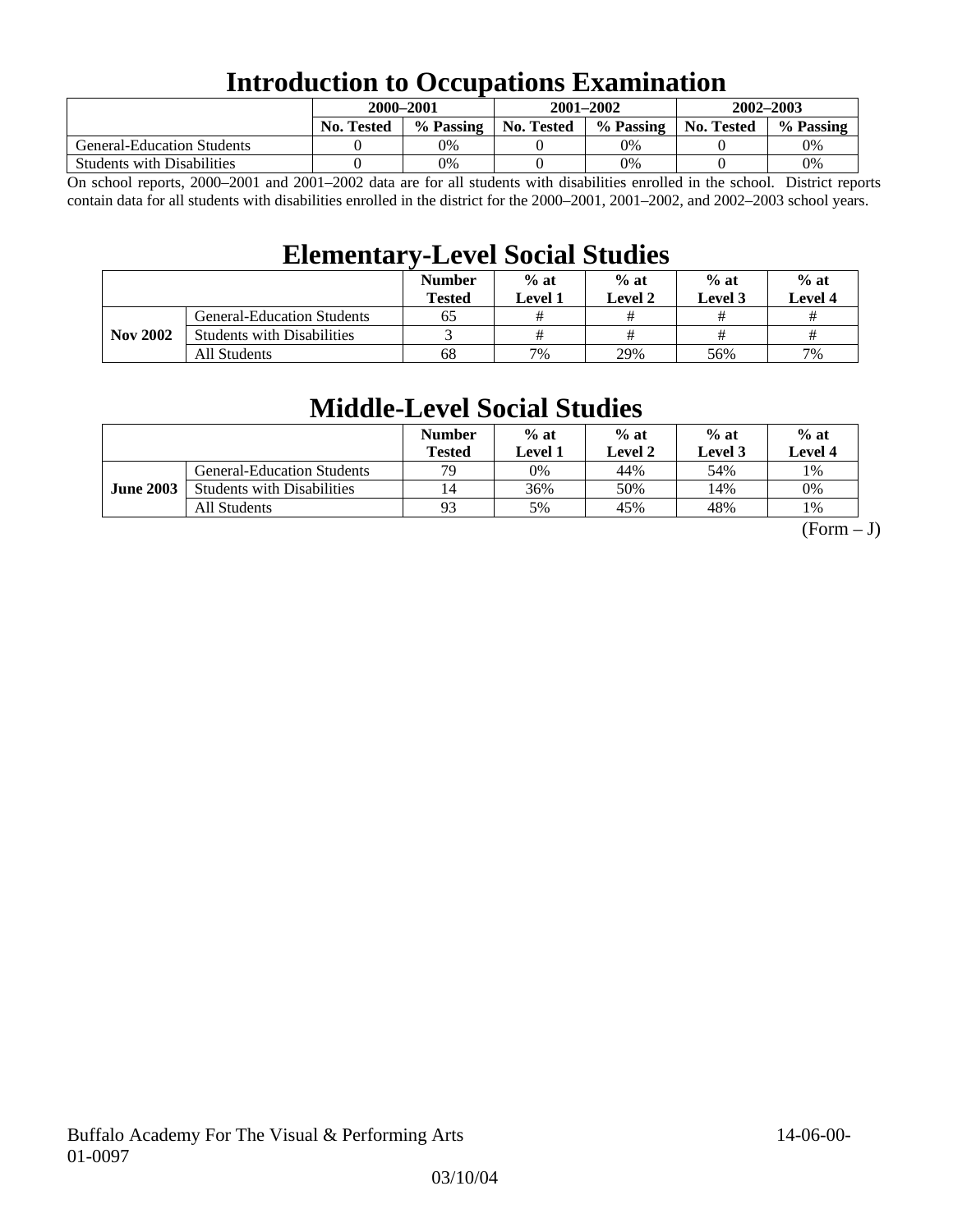# Introduction to Occupations Examination

| | 2000–2001 | | 2001–2002 | | 2002–2003 | |
|---|---|---|---|---|---|---|
| | No. Tested | % Passing | No. Tested | % Passing | No. Tested | % Passing |
| General-Education Students | 0 | 0% | 0 | 0% | 0 | 0% |
| Students with Disabilities | 0 | 0% | 0 | 0% | 0 | 0% |

On school reports, 2000–2001 and 2001–2002 data are for all students with disabilities enrolled in the school. District reports contain data for all students with disabilities enrolled in the district for the 2000–2001, 2001–2002, and 2002–2003 school years.

# Elementary-Level Social Studies

| | | Number Tested | % at Level 1 | % at Level 2 | % at Level 3 | % at Level 4 |
|---|---|---|---|---|---|---|
| Nov 2002 | General-Education Students | 65 | # | # | # | # |
| | Students with Disabilities | 3 | # | # | # | # |
| | All Students | 68 | 7% | 29% | 56% | 7% |

# Middle-Level Social Studies

| | | Number Tested | % at Level 1 | % at Level 2 | % at Level 3 | % at Level 4 |
|---|---|---|---|---|---|---|
| June 2003 | General-Education Students | 79 | 0% | 44% | 54% | 1% |
| | Students with Disabilities | 14 | 36% | 50% | 14% | 0% |
| | All Students | 93 | 5% | 45% | 48% | 1% |

(Form – J)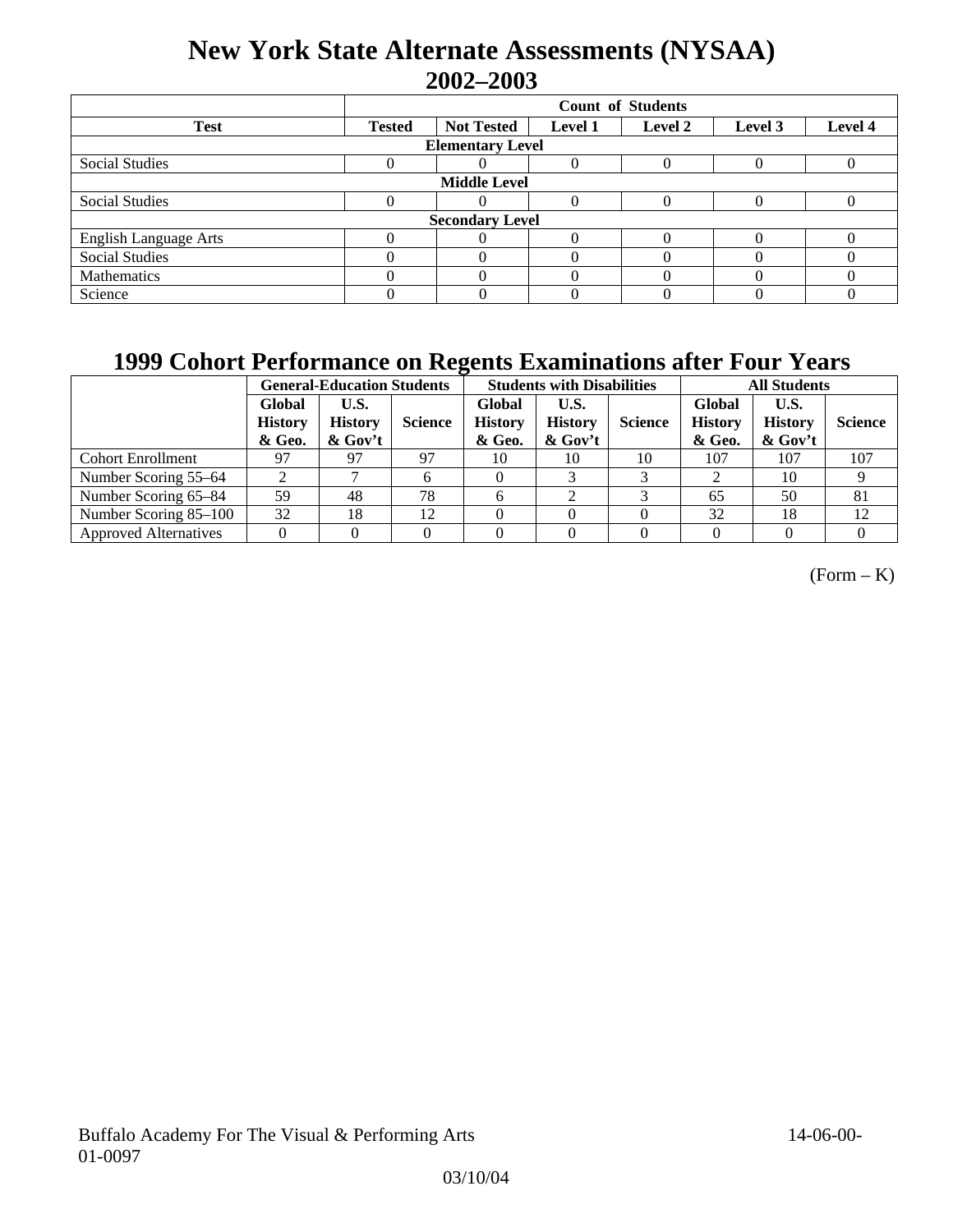# New York State Alternate Assessments (NYSAA) 2002–2003

| | Count of Students | | | | | |
|---|---|---|---|---|---|---|
| **Test** | **Tested** | **Not Tested** | **Level 1** | **Level 2** | **Level 3** | **Level 4** |
| **Elementary Level** | | | | | | |
| Social Studies | 0 | 0 | 0 | 0 | 0 | 0 |
| **Middle Level** | | | | | | |
| Social Studies | 0 | 0 | 0 | 0 | 0 | 0 |
| **Secondary Level** | | | | | | |
| English Language Arts | 0 | 0 | 0 | 0 | 0 | 0 |
| Social Studies | 0 | 0 | 0 | 0 | 0 | 0 |
| Mathematics | 0 | 0 | 0 | 0 | 0 | 0 |
| Science | 0 | 0 | 0 | 0 | 0 | 0 |

# 1999 Cohort Performance on Regents Examinations after Four Years

| | General-Education Students | | | Students with Disabilities | | | All Students | | |
|---|---|---|---|---|---|---|---|---|---|
| | **Global History & Geo.** | **U.S. History & Gov't** | **Science** | **Global History & Geo.** | **U.S. History & Gov't** | **Science** | **Global History & Geo.** | **U.S. History & Gov't** | **Science** |
| Cohort Enrollment | 97 | 97 | 97 | 10 | 10 | 10 | 107 | 107 | 107 |
| Number Scoring 55–64 | 2 | 7 | 6 | 0 | 3 | 3 | 2 | 10 | 9 |
| Number Scoring 65–84 | 59 | 48 | 78 | 6 | 2 | 3 | 65 | 50 | 81 |
| Number Scoring 85–100 | 32 | 18 | 12 | 0 | 0 | 0 | 32 | 18 | 12 |
| Approved Alternatives | 0 | 0 | 0 | 0 | 0 | 0 | 0 | 0 | 0 |

(Form – K)

Buffalo Academy For The Visual & Performing Arts 14-06-00-01-0097

03/10/04